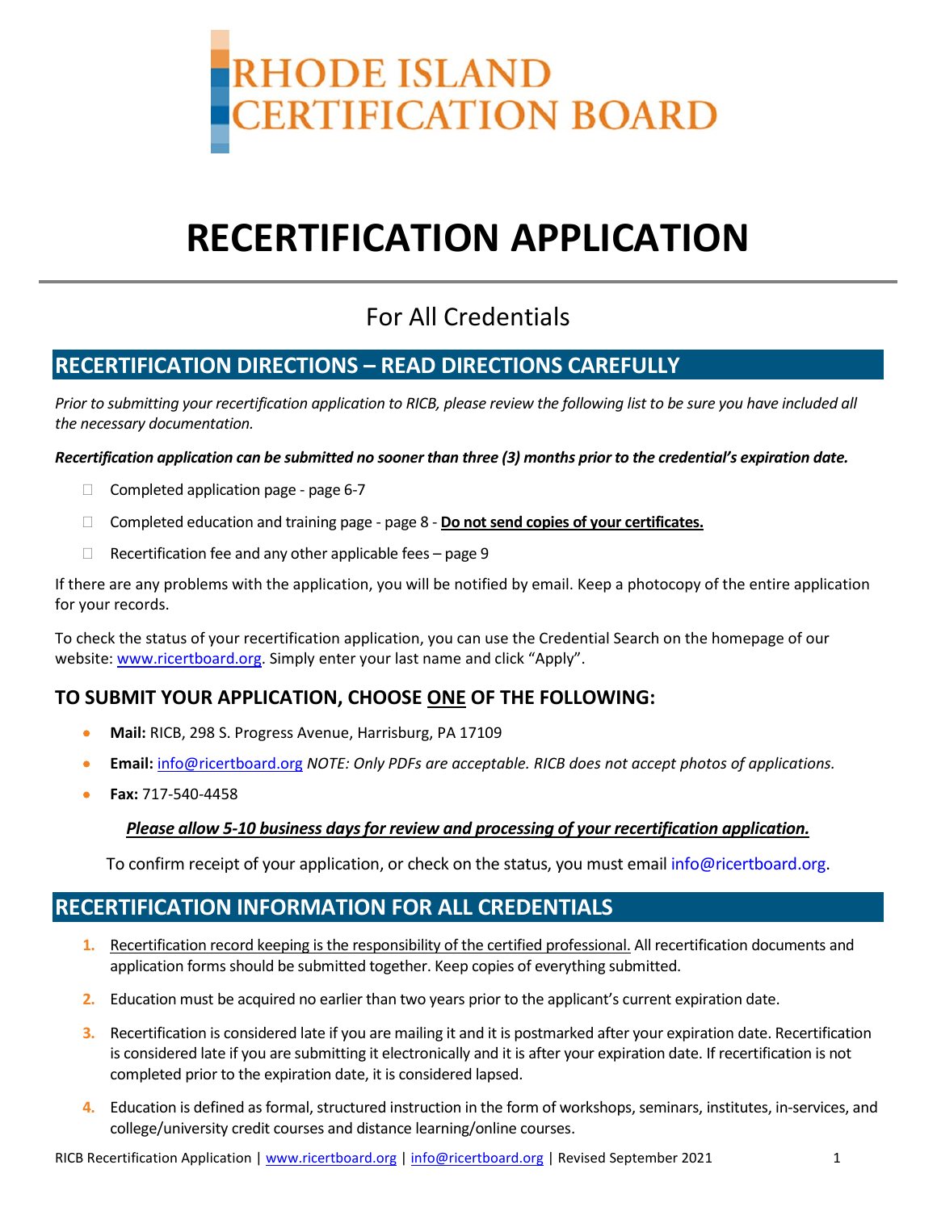# RHODE ISLAND CERTIFICATION BOARD

# RECERTIFICATION APPLICATION

For All Credentials

## RECERTIFICATION DIRECTIONS – READ DIRECTIONS CAREFULLY

*Prior to submitting your recertification application to RICB, please review the following list to be sure you have included all the necessary documentation.*

***Recertification application can be submitted no sooner than three (3) months prior to the credential's expiration date.***

- ☐ Completed application page - page 6-7
- ☐ Completed education and training page - page 8 - **<u>Do not send copies of your certificates.</u>**
- ☐ Recertification fee and any other applicable fees – page 9

If there are any problems with the application, you will be notified by email. Keep a photocopy of the entire application for your records.

To check the status of your recertification application, you can use the Credential Search on the homepage of our website: www.ricertboard.org. Simply enter your last name and click "Apply".

### TO SUBMIT YOUR APPLICATION, CHOOSE <u>ONE</u> OF THE FOLLOWING:

- **Mail:** RICB, 298 S. Progress Avenue, Harrisburg, PA 17109
- **Email:** info@ricertboard.org *NOTE: Only PDFs are acceptable. RICB does not accept photos of applications.*
- **Fax:** 717-540-4458

***<u>Please allow 5-10 business days for review and processing of your recertification application.</u>***

To confirm receipt of your application, or check on the status, you must email info@ricertboard.org.

## RECERTIFICATION INFORMATION FOR ALL CREDENTIALS

1. <u>Recertification record keeping is the responsibility of the certified professional.</u> All recertification documents and application forms should be submitted together. Keep copies of everything submitted.
2. Education must be acquired no earlier than two years prior to the applicant's current expiration date.
3. Recertification is considered late if you are mailing it and it is postmarked after your expiration date. Recertification is considered late if you are submitting it electronically and it is after your expiration date. If recertification is not completed prior to the expiration date, it is considered lapsed.
4. Education is defined as formal, structured instruction in the form of workshops, seminars, institutes, in-services, and college/university credit courses and distance learning/online courses.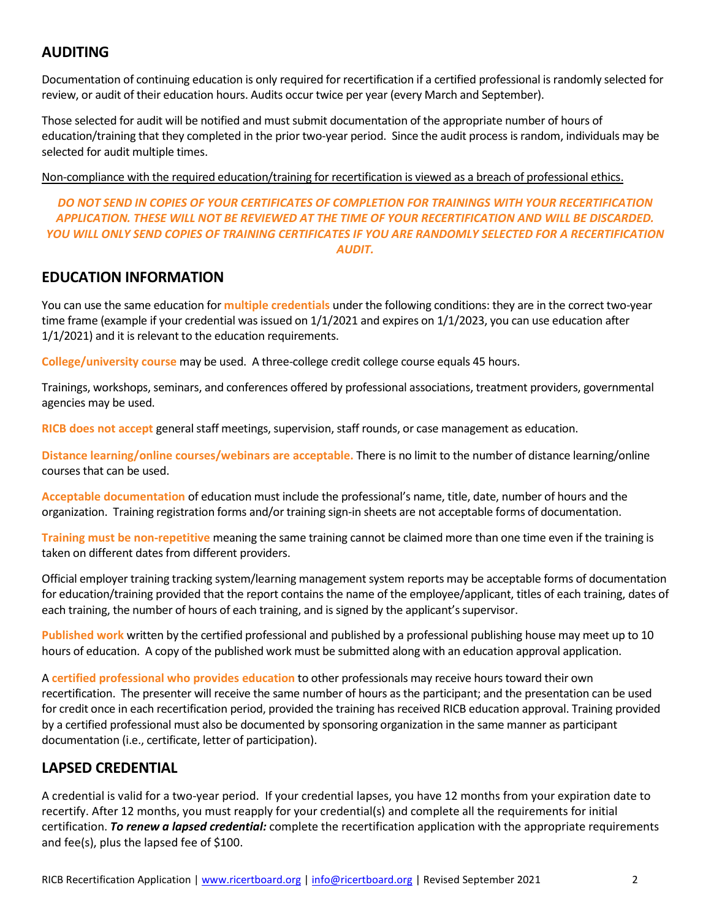## AUDITING

Documentation of continuing education is only required for recertification if a certified professional is randomly selected for review, or audit of their education hours. Audits occur twice per year (every March and September).

Those selected for audit will be notified and must submit documentation of the appropriate number of hours of education/training that they completed in the prior two-year period. Since the audit process is random, individuals may be selected for audit multiple times.

<u>Non-compliance with the required education/training for recertification is viewed as a breach of professional ethics.</u>

***DO NOT SEND IN COPIES OF YOUR CERTIFICATES OF COMPLETION FOR TRAININGS WITH YOUR RECERTIFICATION APPLICATION. THESE WILL NOT BE REVIEWED AT THE TIME OF YOUR RECERTIFICATION AND WILL BE DISCARDED. YOU WILL ONLY SEND COPIES OF TRAINING CERTIFICATES IF YOU ARE RANDOMLY SELECTED FOR A RECERTIFICATION AUDIT.***

## EDUCATION INFORMATION

You can use the same education for **multiple credentials** under the following conditions: they are in the correct two-year time frame (example if your credential was issued on 1/1/2021 and expires on 1/1/2023, you can use education after 1/1/2021) and it is relevant to the education requirements.

**College/university course** may be used. A three-college credit college course equals 45 hours.

Trainings, workshops, seminars, and conferences offered by professional associations, treatment providers, governmental agencies may be used.

**RICB does not accept** general staff meetings, supervision, staff rounds, or case management as education.

**Distance learning/online courses/webinars are acceptable.** There is no limit to the number of distance learning/online courses that can be used.

**Acceptable documentation** of education must include the professional's name, title, date, number of hours and the organization. Training registration forms and/or training sign-in sheets are not acceptable forms of documentation.

**Training must be non-repetitive** meaning the same training cannot be claimed more than one time even if the training is taken on different dates from different providers.

Official employer training tracking system/learning management system reports may be acceptable forms of documentation for education/training provided that the report contains the name of the employee/applicant, titles of each training, dates of each training, the number of hours of each training, and is signed by the applicant's supervisor.

**Published work** written by the certified professional and published by a professional publishing house may meet up to 10 hours of education. A copy of the published work must be submitted along with an education approval application.

A **certified professional who provides education** to other professionals may receive hours toward their own recertification. The presenter will receive the same number of hours as the participant; and the presentation can be used for credit once in each recertification period, provided the training has received RICB education approval. Training provided by a certified professional must also be documented by sponsoring organization in the same manner as participant documentation (i.e., certificate, letter of participation).

## LAPSED CREDENTIAL

A credential is valid for a two-year period. If your credential lapses, you have 12 months from your expiration date to recertify. After 12 months, you must reapply for your credential(s) and complete all the requirements for initial certification. ***To renew a lapsed credential:*** complete the recertification application with the appropriate requirements and fee(s), plus the lapsed fee of $100.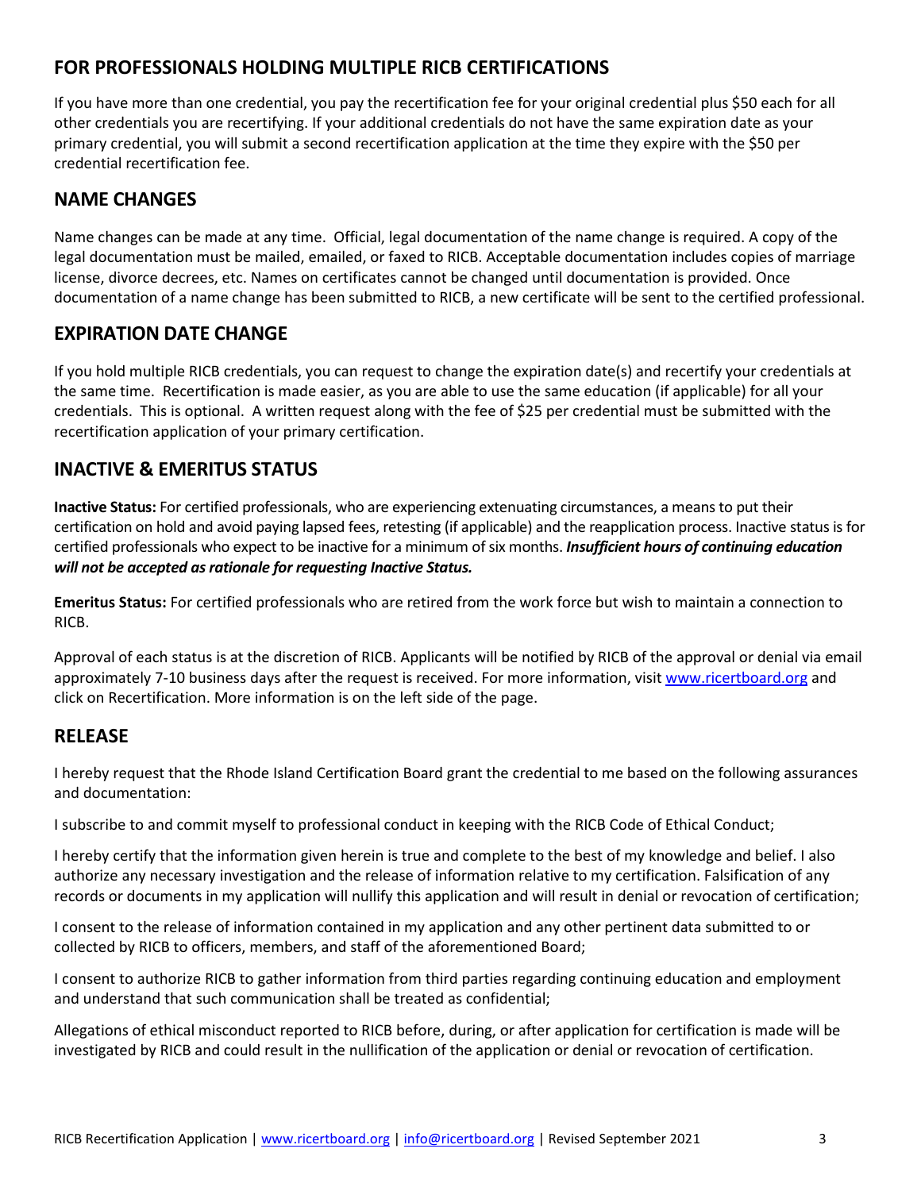## FOR PROFESSIONALS HOLDING MULTIPLE RICB CERTIFICATIONS

If you have more than one credential, you pay the recertification fee for your original credential plus $50 each for all other credentials you are recertifying. If your additional credentials do not have the same expiration date as your primary credential, you will submit a second recertification application at the time they expire with the $50 per credential recertification fee.

## NAME CHANGES

Name changes can be made at any time. Official, legal documentation of the name change is required. A copy of the legal documentation must be mailed, emailed, or faxed to RICB. Acceptable documentation includes copies of marriage license, divorce decrees, etc. Names on certificates cannot be changed until documentation is provided. Once documentation of a name change has been submitted to RICB, a new certificate will be sent to the certified professional.

## EXPIRATION DATE CHANGE

If you hold multiple RICB credentials, you can request to change the expiration date(s) and recertify your credentials at the same time. Recertification is made easier, as you are able to use the same education (if applicable) for all your credentials. This is optional. A written request along with the fee of $25 per credential must be submitted with the recertification application of your primary certification.

## INACTIVE & EMERITUS STATUS

**Inactive Status:** For certified professionals, who are experiencing extenuating circumstances, a means to put their certification on hold and avoid paying lapsed fees, retesting (if applicable) and the reapplication process. Inactive status is for certified professionals who expect to be inactive for a minimum of six months. ***Insufficient hours of continuing education will not be accepted as rationale for requesting Inactive Status.***

**Emeritus Status:** For certified professionals who are retired from the work force but wish to maintain a connection to RICB.

Approval of each status is at the discretion of RICB. Applicants will be notified by RICB of the approval or denial via email approximately 7-10 business days after the request is received. For more information, visit www.ricertboard.org and click on Recertification. More information is on the left side of the page.

## RELEASE

I hereby request that the Rhode Island Certification Board grant the credential to me based on the following assurances and documentation:

I subscribe to and commit myself to professional conduct in keeping with the RICB Code of Ethical Conduct;

I hereby certify that the information given herein is true and complete to the best of my knowledge and belief. I also authorize any necessary investigation and the release of information relative to my certification. Falsification of any records or documents in my application will nullify this application and will result in denial or revocation of certification;

I consent to the release of information contained in my application and any other pertinent data submitted to or collected by RICB to officers, members, and staff of the aforementioned Board;

I consent to authorize RICB to gather information from third parties regarding continuing education and employment and understand that such communication shall be treated as confidential;

Allegations of ethical misconduct reported to RICB before, during, or after application for certification is made will be investigated by RICB and could result in the nullification of the application or denial or revocation of certification.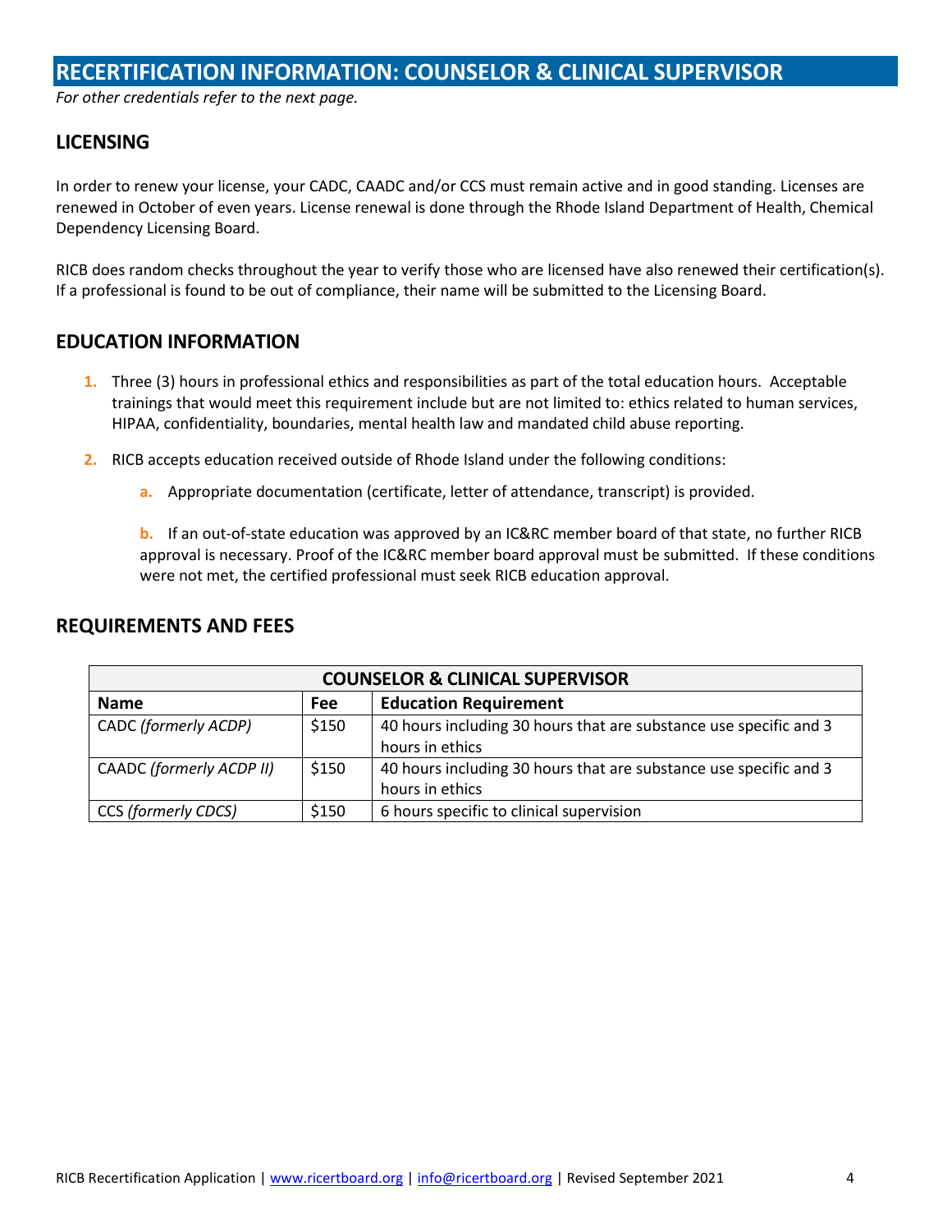# RECERTIFICATION INFORMATION: COUNSELOR & CLINICAL SUPERVISOR

*For other credentials refer to the next page.*

## LICENSING

In order to renew your license, your CADC, CAADC and/or CCS must remain active and in good standing. Licenses are renewed in October of even years. License renewal is done through the Rhode Island Department of Health, Chemical Dependency Licensing Board.

RICB does random checks throughout the year to verify those who are licensed have also renewed their certification(s). If a professional is found to be out of compliance, their name will be submitted to the Licensing Board.

## EDUCATION INFORMATION

1. Three (3) hours in professional ethics and responsibilities as part of the total education hours. Acceptable trainings that would meet this requirement include but are not limited to: ethics related to human services, HIPAA, confidentiality, boundaries, mental health law and mandated child abuse reporting.
2. RICB accepts education received outside of Rhode Island under the following conditions:
    a. Appropriate documentation (certificate, letter of attendance, transcript) is provided.

    b. If an out-of-state education was approved by an IC&RC member board of that state, no further RICB approval is necessary. Proof of the IC&RC member board approval must be submitted. If these conditions were not met, the certified professional must seek RICB education approval.

## REQUIREMENTS AND FEES

| COUNSELOR & CLINICAL SUPERVISOR | | |
|---|---|---|
| **Name** | **Fee** | **Education Requirement** |
| CADC *(formerly ACDP)* | $150 | 40 hours including 30 hours that are substance use specific and 3 hours in ethics |
| CAADC *(formerly ACDP II)* | $150 | 40 hours including 30 hours that are substance use specific and 3 hours in ethics |
| CCS *(formerly CDCS)* | $150 | 6 hours specific to clinical supervision |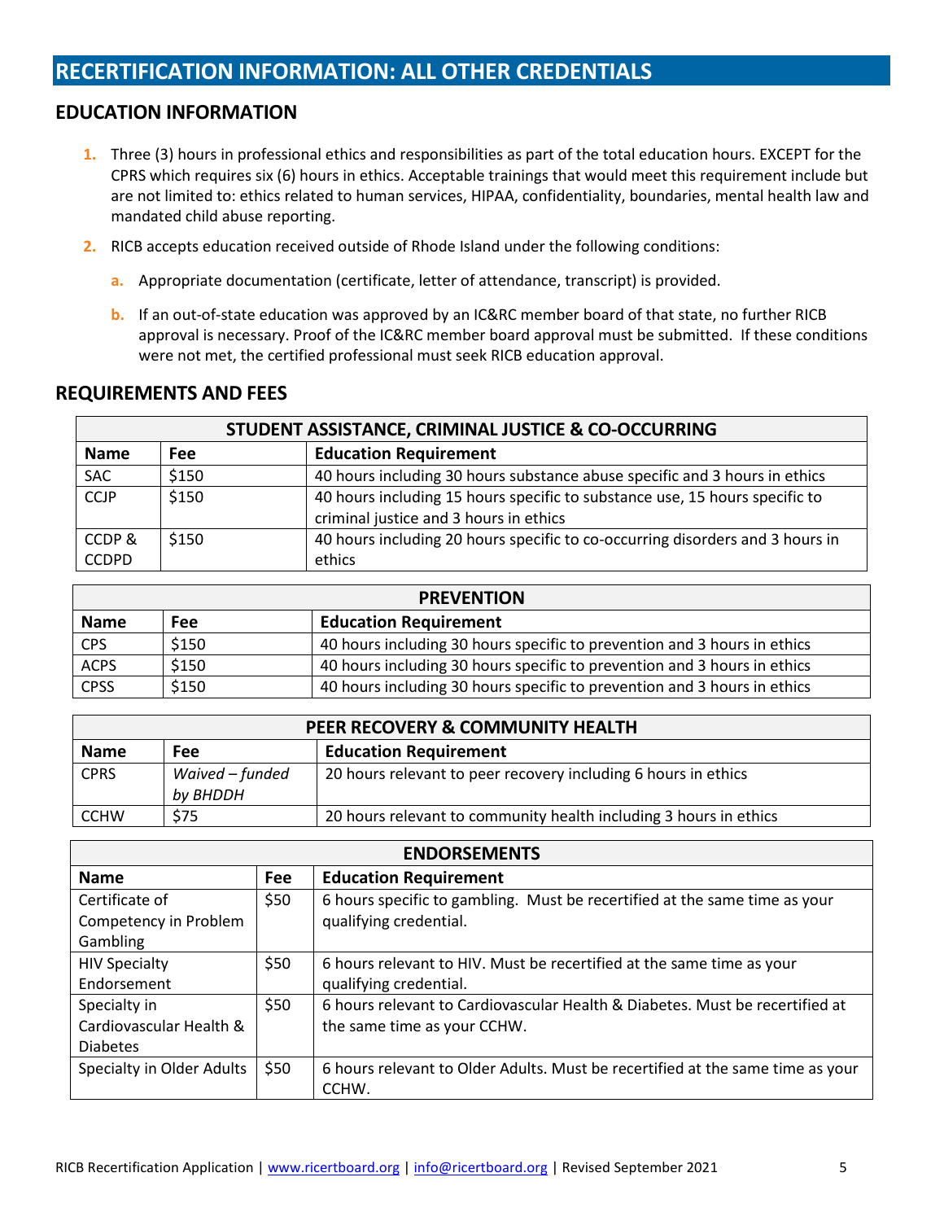# RECERTIFICATION INFORMATION: ALL OTHER CREDENTIALS

## EDUCATION INFORMATION

1. Three (3) hours in professional ethics and responsibilities as part of the total education hours. EXCEPT for the CPRS which requires six (6) hours in ethics. Acceptable trainings that would meet this requirement include but are not limited to: ethics related to human services, HIPAA, confidentiality, boundaries, mental health law and mandated child abuse reporting.
2. RICB accepts education received outside of Rhode Island under the following conditions:
   a. Appropriate documentation (certificate, letter of attendance, transcript) is provided.
   b. If an out-of-state education was approved by an IC&RC member board of that state, no further RICB approval is necessary. Proof of the IC&RC member board approval must be submitted. If these conditions were not met, the certified professional must seek RICB education approval.

## REQUIREMENTS AND FEES

| STUDENT ASSISTANCE, CRIMINAL JUSTICE & CO-OCCURRING | | |
|---|---|---|
| **Name** | **Fee** | **Education Requirement** |
| SAC | $150 | 40 hours including 30 hours substance abuse specific and 3 hours in ethics |
| CCJP | $150 | 40 hours including 15 hours specific to substance use, 15 hours specific to criminal justice and 3 hours in ethics |
| CCDP & CCDPD | $150 | 40 hours including 20 hours specific to co-occurring disorders and 3 hours in ethics |

| PREVENTION | | |
|---|---|---|
| **Name** | **Fee** | **Education Requirement** |
| CPS | $150 | 40 hours including 30 hours specific to prevention and 3 hours in ethics |
| ACPS | $150 | 40 hours including 30 hours specific to prevention and 3 hours in ethics |
| CPSS | $150 | 40 hours including 30 hours specific to prevention and 3 hours in ethics |

| PEER RECOVERY & COMMUNITY HEALTH | | |
|---|---|---|
| **Name** | **Fee** | **Education Requirement** |
| CPRS | *Waived – funded by BHDDH* | 20 hours relevant to peer recovery including 6 hours in ethics |
| CCHW | $75 | 20 hours relevant to community health including 3 hours in ethics |

| ENDORSEMENTS | | |
|---|---|---|
| **Name** | **Fee** | **Education Requirement** |
| Certificate of Competency in Problem Gambling | $50 | 6 hours specific to gambling. Must be recertified at the same time as your qualifying credential. |
| HIV Specialty Endorsement | $50 | 6 hours relevant to HIV. Must be recertified at the same time as your qualifying credential. |
| Specialty in Cardiovascular Health & Diabetes | $50 | 6 hours relevant to Cardiovascular Health & Diabetes. Must be recertified at the same time as your CCHW. |
| Specialty in Older Adults | $50 | 6 hours relevant to Older Adults. Must be recertified at the same time as your CCHW. |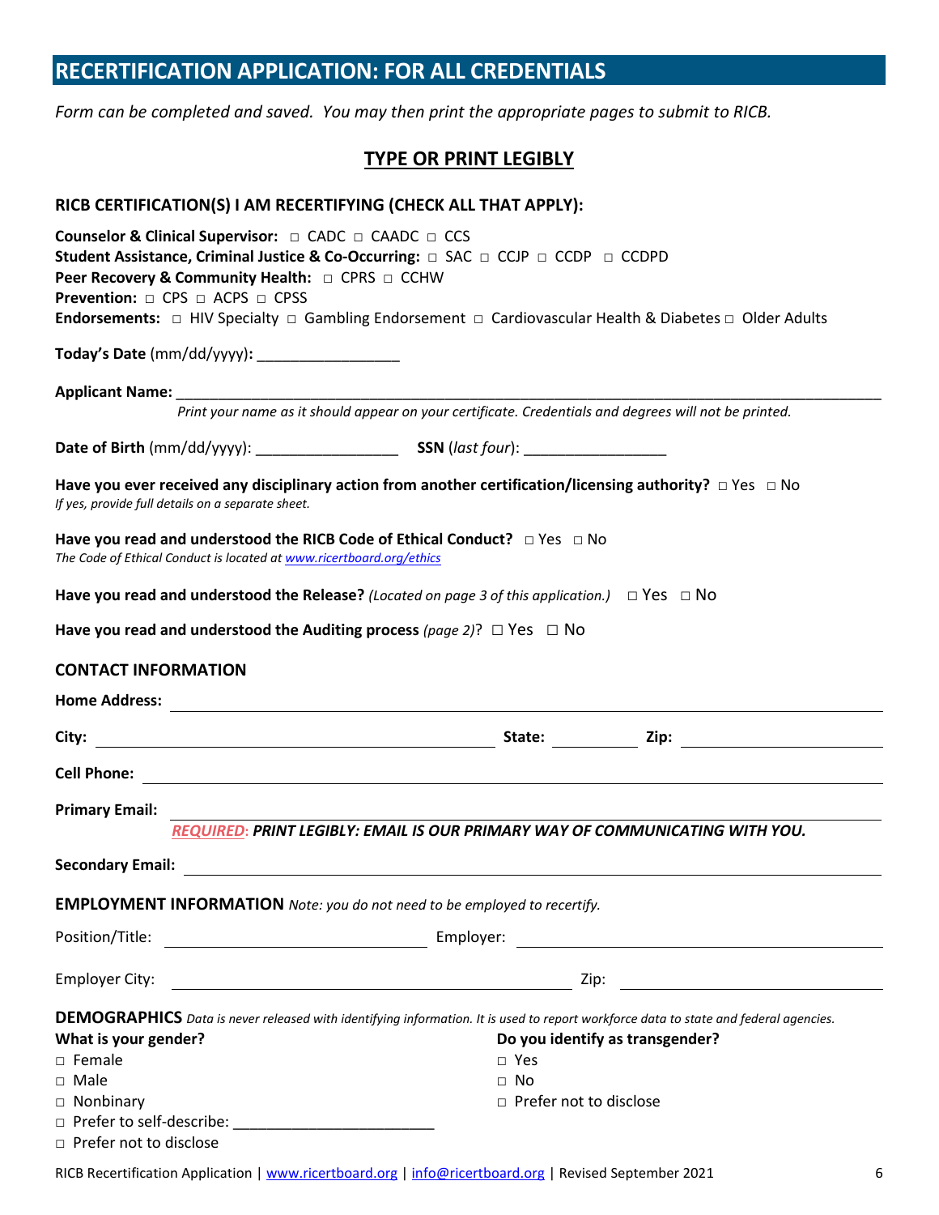# RECERTIFICATION APPLICATION: FOR ALL CREDENTIALS

*Form can be completed and saved. You may then print the appropriate pages to submit to RICB.*

## TYPE OR PRINT LEGIBLY

**RICB CERTIFICATION(S) I AM RECERTIFYING (CHECK ALL THAT APPLY):**

**Counselor & Clinical Supervisor:** □ CADC □ CAADC □ CCS
**Student Assistance, Criminal Justice & Co-Occurring:** □ SAC □ CCJP □ CCDP □ CCDPD
**Peer Recovery & Community Health:** □ CPRS □ CCHW
**Prevention:** □ CPS □ ACPS □ CPSS
**Endorsements:** □ HIV Specialty □ Gambling Endorsement □ Cardiovascular Health & Diabetes □ Older Adults

**Today's Date** (mm/dd/yyyy)**:** _________________

**Applicant Name:** ________________________________________________________________________________
*Print your name as it should appear on your certificate. Credentials and degrees will not be printed.*

**Date of Birth** (mm/dd/yyyy): _________________ **SSN** (*last four*): _________________

**Have you ever received any disciplinary action from another certification/licensing authority?** □ Yes □ No
*If yes, provide full details on a separate sheet.*

**Have you read and understood the RICB Code of Ethical Conduct?** □ Yes □ No
*The Code of Ethical Conduct is located at www.ricertboard.org/ethics*

**Have you read and understood the Release?** *(Located on page 3 of this application.)* □ Yes □ No

**Have you read and understood the Auditing process** *(page 2)*? □ Yes □ No

### CONTACT INFORMATION

**Home Address:** ________________________________________________

**City:** ______________________ **State:** __________ **Zip:** ______________

**Cell Phone:** ________________________________________________

**Primary Email:** ________________________________________________
*REQUIRED*: ***PRINT LEGIBLY: EMAIL IS OUR PRIMARY WAY OF COMMUNICATING WITH YOU.***

**Secondary Email:** ________________________________________________

### EMPLOYMENT INFORMATION *Note: you do not need to be employed to recertify.*

Position/Title: ______________________ Employer: ______________________

Employer City: ______________________ Zip: ______________

### DEMOGRAPHICS *Data is never released with identifying information. It is used to report workforce data to state and federal agencies.*

**What is your gender?**
□ Female
□ Male
□ Nonbinary
□ Prefer to self-describe: ________________________
□ Prefer not to disclose

**Do you identify as transgender?**
□ Yes
□ No
□ Prefer not to disclose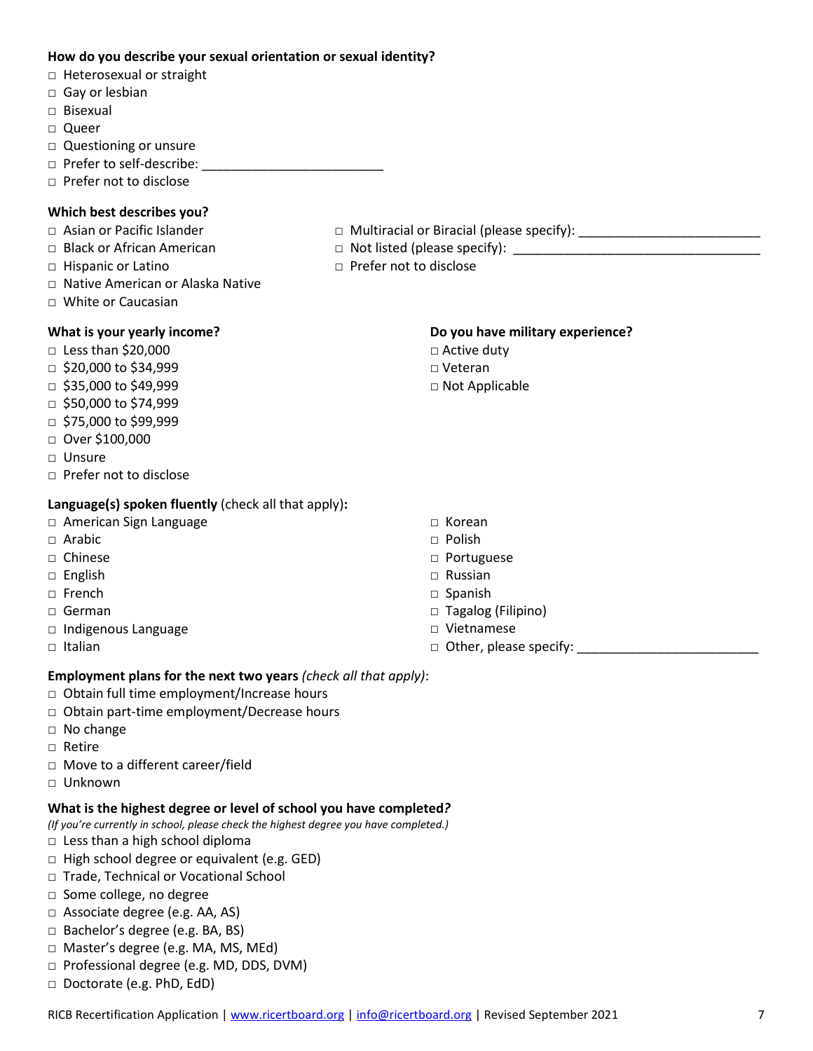**How do you describe your sexual orientation or sexual identity?**

- □ Heterosexual or straight
- □ Gay or lesbian
- □ Bisexual
- □ Queer
- □ Questioning or unsure
- □ Prefer to self-describe: _________________________
- □ Prefer not to disclose

**Which best describes you?**

- □ Asian or Pacific Islander
- □ Black or African American
- □ Hispanic or Latino
- □ Native American or Alaska Native
- □ White or Caucasian
- □ Multiracial or Biracial (please specify): _________________________
- □ Not listed (please specify): ___________________________________
- □ Prefer not to disclose

**What is your yearly income?**

- □ Less than $20,000
- □ $20,000 to $34,999
- □ $35,000 to $49,999
- □ $50,000 to $74,999
- □ $75,000 to $99,999
- □ Over $100,000
- □ Unsure
- □ Prefer not to disclose

**Do you have military experience?**

- □ Active duty
- □ Veteran
- □ Not Applicable

**Language(s) spoken fluently** (check all that apply)**:**

- □ American Sign Language
- □ Arabic
- □ Chinese
- □ English
- □ French
- □ German
- □ Indigenous Language
- □ Italian
- □ Korean
- □ Polish
- □ Portuguese
- □ Russian
- □ Spanish
- □ Tagalog (Filipino)
- □ Vietnamese
- □ Other, please specify: _________________________

**Employment plans for the next two years** *(check all that apply)*:

- □ Obtain full time employment/Increase hours
- □ Obtain part-time employment/Decrease hours
- □ No change
- □ Retire
- □ Move to a different career/field
- □ Unknown

**What is the highest degree or level of school you have completed?**

*(If you're currently in school, please check the highest degree you have completed.)*

- □ Less than a high school diploma
- □ High school degree or equivalent (e.g. GED)
- □ Trade, Technical or Vocational School
- □ Some college, no degree
- □ Associate degree (e.g. AA, AS)
- □ Bachelor's degree (e.g. BA, BS)
- □ Master's degree (e.g. MA, MS, MEd)
- □ Professional degree (e.g. MD, DDS, DVM)
- □ Doctorate (e.g. PhD, EdD)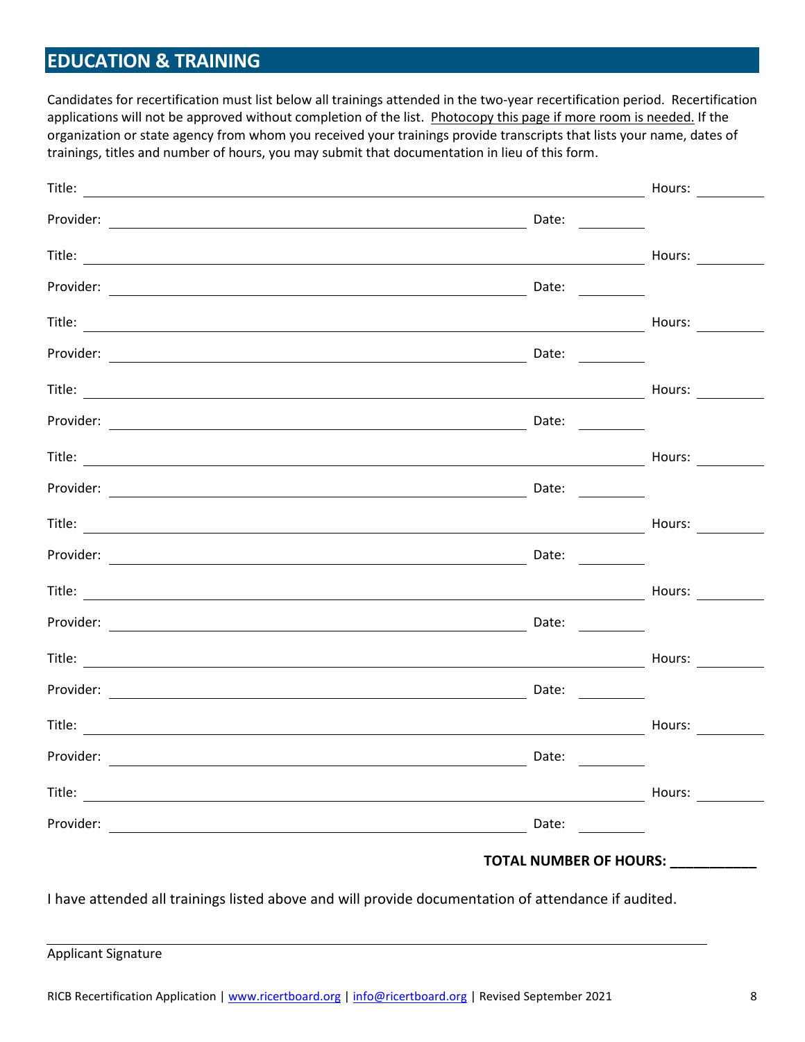## EDUCATION & TRAINING

Candidates for recertification must list below all trainings attended in the two-year recertification period. Recertification applications will not be approved without completion of the list. Photocopy this page if more room is needed. If the organization or state agency from whom you received your trainings provide transcripts that lists your name, dates of trainings, titles and number of hours, you may submit that documentation in lieu of this form.

Title: ______________________________________________ Hours: ________

Provider: ____________________________________ Date: ________

Title: ______________________________________________ Hours: ________

Provider: ____________________________________ Date: ________

Title: ______________________________________________ Hours: ________

Provider: ____________________________________ Date: ________

Title: ______________________________________________ Hours: ________

Provider: ____________________________________ Date: ________

Title: ______________________________________________ Hours: ________

Provider: ____________________________________ Date: ________

Title: ______________________________________________ Hours: ________

Provider: ____________________________________ Date: ________

Title: ______________________________________________ Hours: ________

Provider: ____________________________________ Date: ________

Title: ______________________________________________ Hours: ________

Provider: ____________________________________ Date: ________

Title: ______________________________________________ Hours: ________

Provider: ____________________________________ Date: ________

Title: ______________________________________________ Hours: ________

Provider: ____________________________________ Date: ________

**TOTAL NUMBER OF HOURS: ___________**

I have attended all trainings listed above and will provide documentation of attendance if audited.

______________________________________________

Applicant Signature

RICB Recertification Application | www.ricertboard.org | info@ricertboard.org | Revised September 2021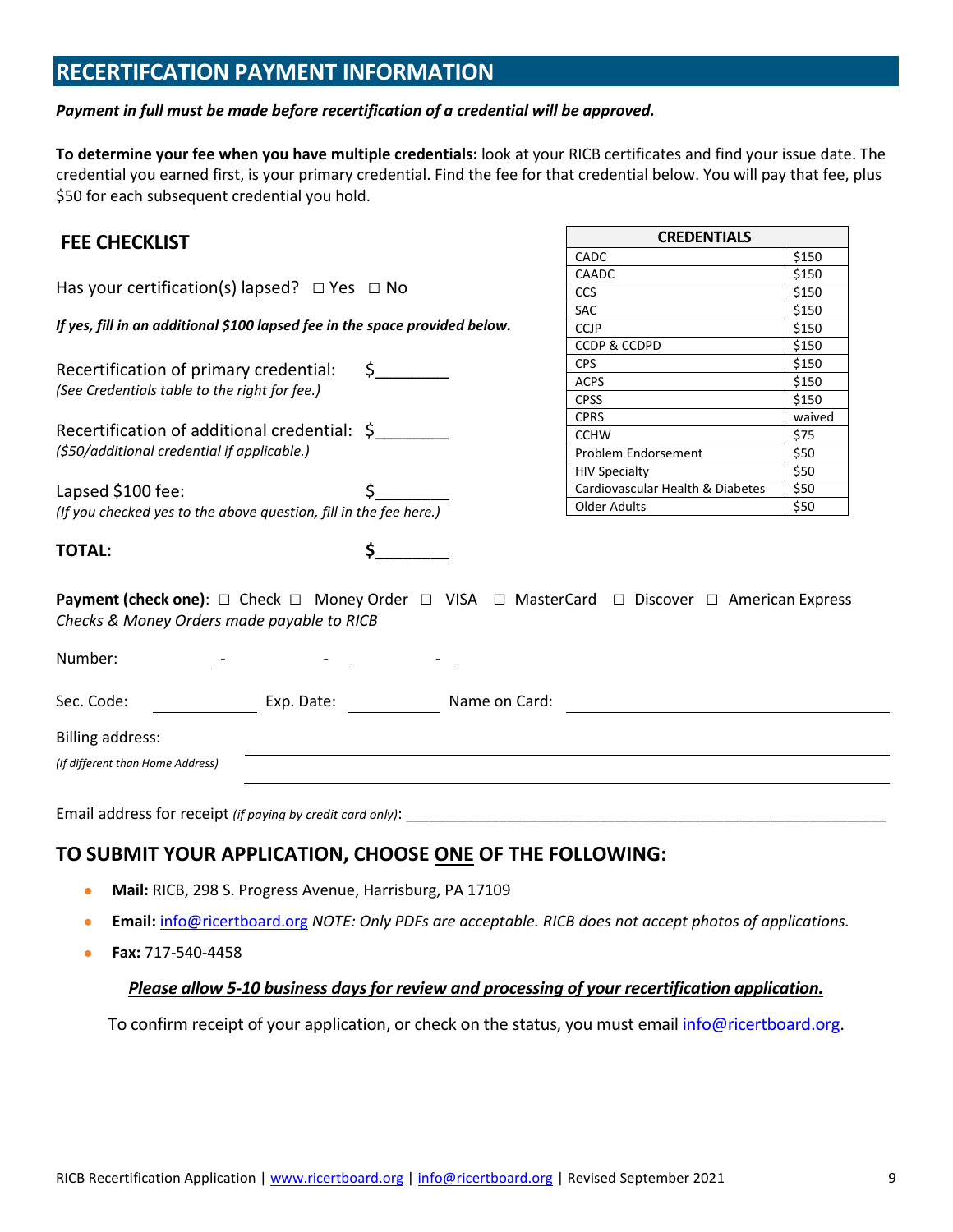## RECERTIFCATION PAYMENT INFORMATION

***Payment in full must be made before recertification of a credential will be approved.***

**To determine your fee when you have multiple credentials:** look at your RICB certificates and find your issue date. The credential you earned first, is your primary credential. Find the fee for that credential below. You will pay that fee, plus $50 for each subsequent credential you hold.

### FEE CHECKLIST

Has your certification(s) lapsed? ☐ Yes ☐ No

***If yes, fill in an additional $100 lapsed fee in the space provided below.***

Recertification of primary credential: $________
*(See Credentials table to the right for fee.)*

Recertification of additional credential: $________
*($50/additional credential if applicable.)*

Lapsed $100 fee: $________
*(If you checked yes to the above question, fill in the fee here.)*

**TOTAL: $________**

| CREDENTIALS | |
|---|---|
| CADC | $150 |
| CAADC | $150 |
| CCS | $150 |
| SAC | $150 |
| CCJP | $150 |
| CCDP & CCDPD | $150 |
| CPS | $150 |
| ACPS | $150 |
| CPSS | $150 |
| CPRS | waived |
| CCHW | $75 |
| Problem Endorsement | $50 |
| HIV Specialty | $50 |
| Cardiovascular Health & Diabetes | $50 |
| Older Adults | $50 |

**Payment (check one)**: ☐ Check ☐ Money Order ☐ VISA ☐ MasterCard ☐ Discover ☐ American Express
*Checks & Money Orders made payable to RICB*

Number: ________ - ________ - ________ - ________

Sec. Code: __________ Exp. Date: __________ Name on Card: ______________________________

Billing address: ______________________________
*(If different than Home Address)* ______________________________

Email address for receipt *(if paying by credit card only)*: ______________________________

## TO SUBMIT YOUR APPLICATION, CHOOSE ONE OF THE FOLLOWING:

- **Mail:** RICB, 298 S. Progress Avenue, Harrisburg, PA 17109
- **Email:** info@ricertboard.org *NOTE: Only PDFs are acceptable. RICB does not accept photos of applications.*
- **Fax:** 717-540-4458

***Please allow 5-10 business days for review and processing of your recertification application.***

To confirm receipt of your application, or check on the status, you must email info@ricertboard.org.